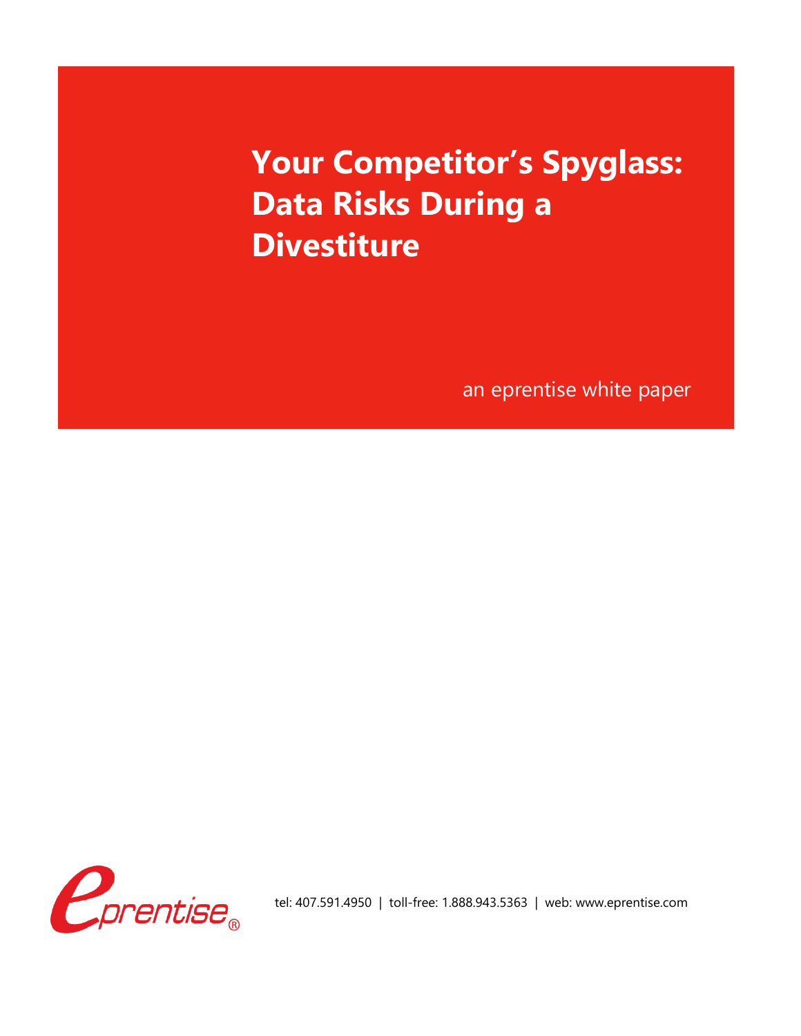# Your Competitor's Spyglass: Data Risks During a Divestiture

an eprentise white paper

tel: 407.591.4950 | toll-free: 1.888.943.5363 | web: www.eprentise.com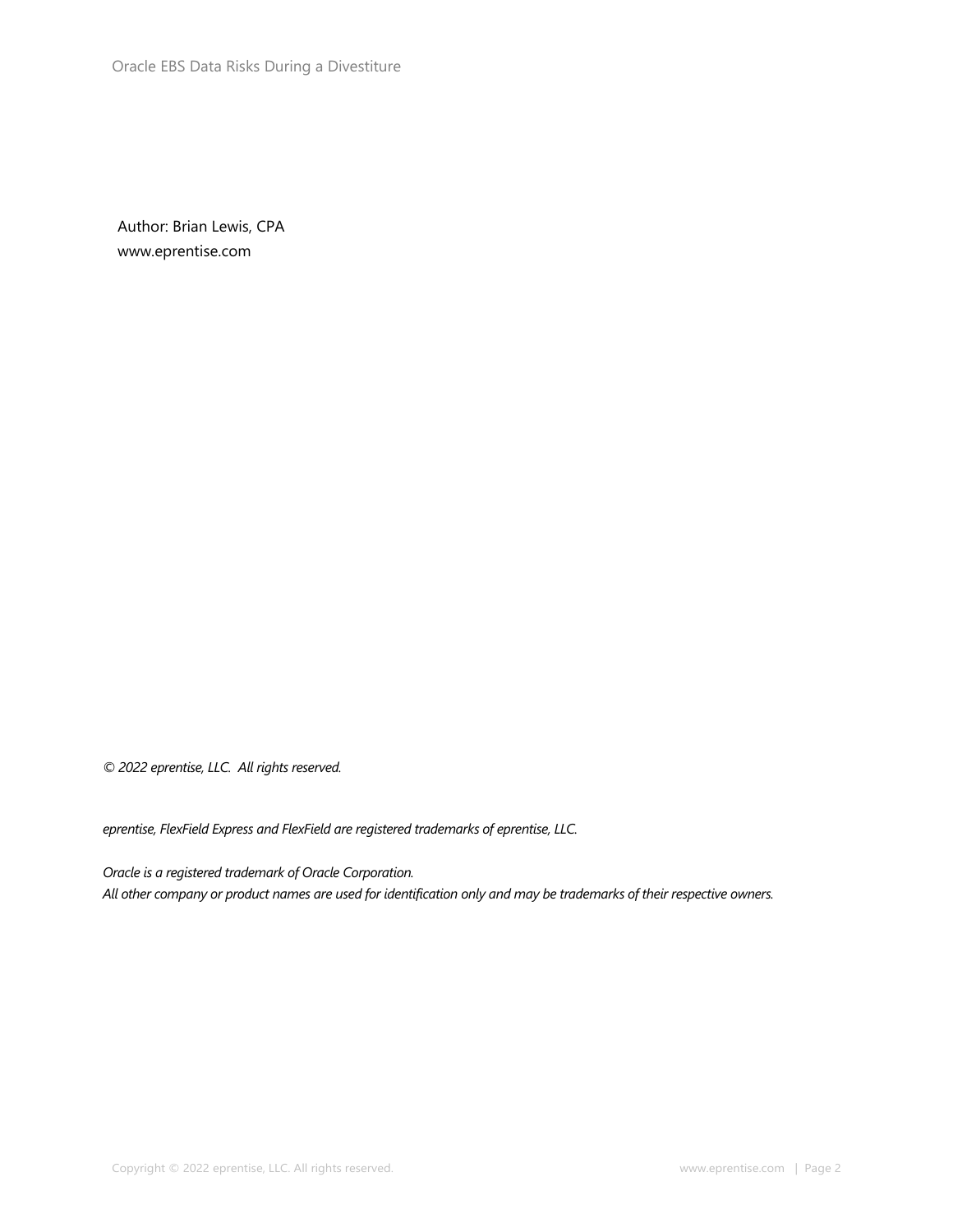Author: Brian Lewis, CPA
www.eprentise.com

*© 2022 eprentise, LLC. All rights reserved.*

*eprentise, FlexField Express and FlexField are registered trademarks of eprentise, LLC.*

*Oracle is a registered trademark of Oracle Corporation.*
*All other company or product names are used for identification only and may be trademarks of their respective owners.*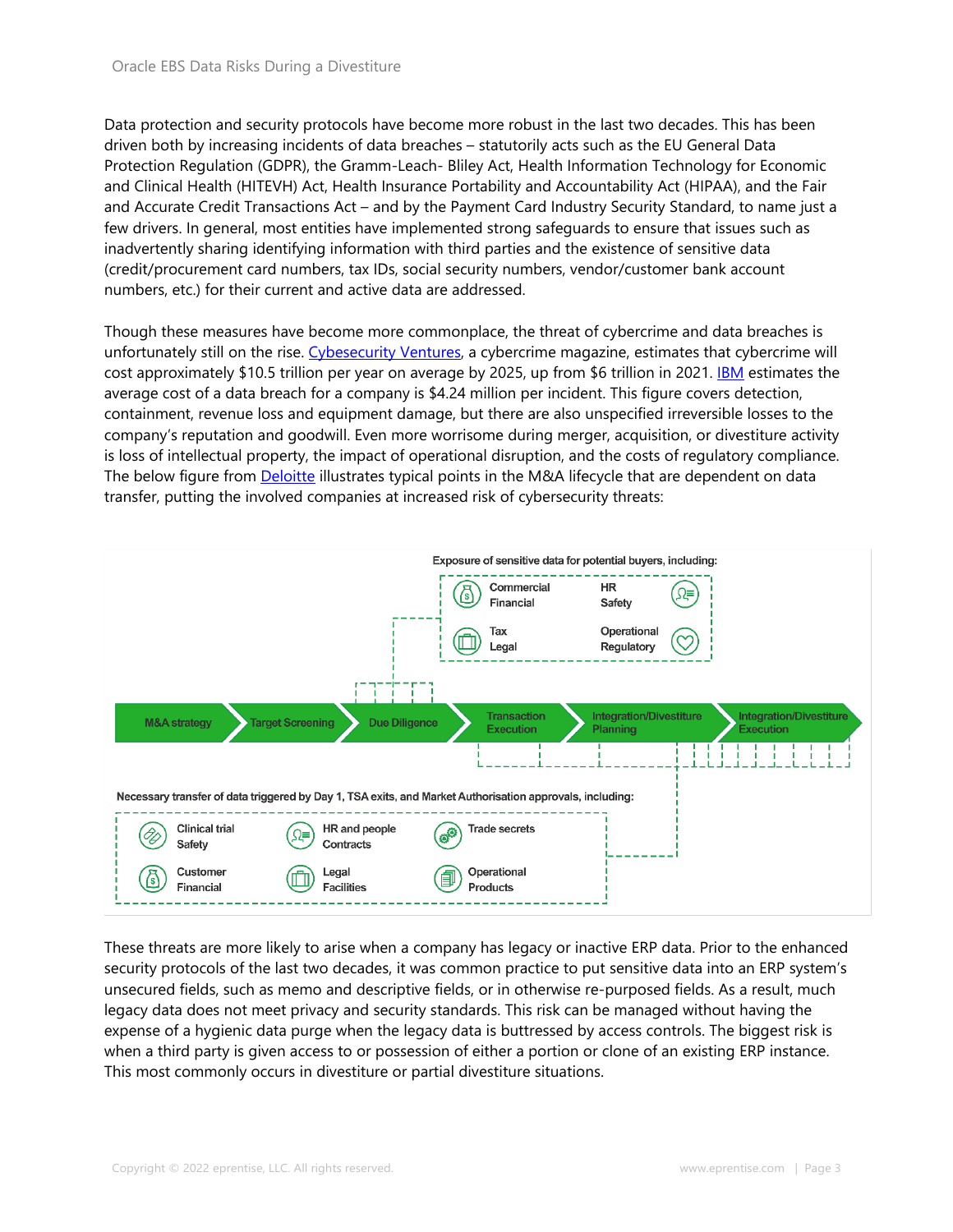Data protection and security protocols have become more robust in the last two decades. This has been driven both by increasing incidents of data breaches – statutorily acts such as the EU General Data Protection Regulation (GDPR), the Gramm-Leach- Bliley Act, Health Information Technology for Economic and Clinical Health (HITEVH) Act, Health Insurance Portability and Accountability Act (HIPAA), and the Fair and Accurate Credit Transactions Act – and by the Payment Card Industry Security Standard, to name just a few drivers. In general, most entities have implemented strong safeguards to ensure that issues such as inadvertently sharing identifying information with third parties and the existence of sensitive data (credit/procurement card numbers, tax IDs, social security numbers, vendor/customer bank account numbers, etc.) for their current and active data are addressed.

Though these measures have become more commonplace, the threat of cybercrime and data breaches is unfortunately still on the rise. Cybesecurity Ventures, a cybercrime magazine, estimates that cybercrime will cost approximately $10.5 trillion per year on average by 2025, up from $6 trillion in 2021. IBM estimates the average cost of a data breach for a company is $4.24 million per incident. This figure covers detection, containment, revenue loss and equipment damage, but there are also unspecified irreversible losses to the company's reputation and goodwill. Even more worrisome during merger, acquisition, or divestiture activity is loss of intellectual property, the impact of operational disruption, and the costs of regulatory compliance. The below figure from Deloitte illustrates typical points in the M&A lifecycle that are dependent on data transfer, putting the involved companies at increased risk of cybersecurity threats:

Exposure of sensitive data for potential buyers, including:

- Commercial, Financial
- HR, Safety
- Tax, Legal
- Operational, Regulatory

M&A strategy → Target Screening → Due Diligence → Transaction Execution → Integration/Divestiture Planning → Integration/Divestiture Execution

Necessary transfer of data triggered by Day 1, TSA exits, and Market Authorisation approvals, including:

- Clinical trial, Safety
- HR and people, Contracts
- Trade secrets
- Customer, Financial
- Legal, Facilities
- Operational, Products

These threats are more likely to arise when a company has legacy or inactive ERP data. Prior to the enhanced security protocols of the last two decades, it was common practice to put sensitive data into an ERP system's unsecured fields, such as memo and descriptive fields, or in otherwise re-purposed fields. As a result, much legacy data does not meet privacy and security standards. This risk can be managed without having the expense of a hygienic data purge when the legacy data is buttressed by access controls. The biggest risk is when a third party is given access to or possession of either a portion or clone of an existing ERP instance. This most commonly occurs in divestiture or partial divestiture situations.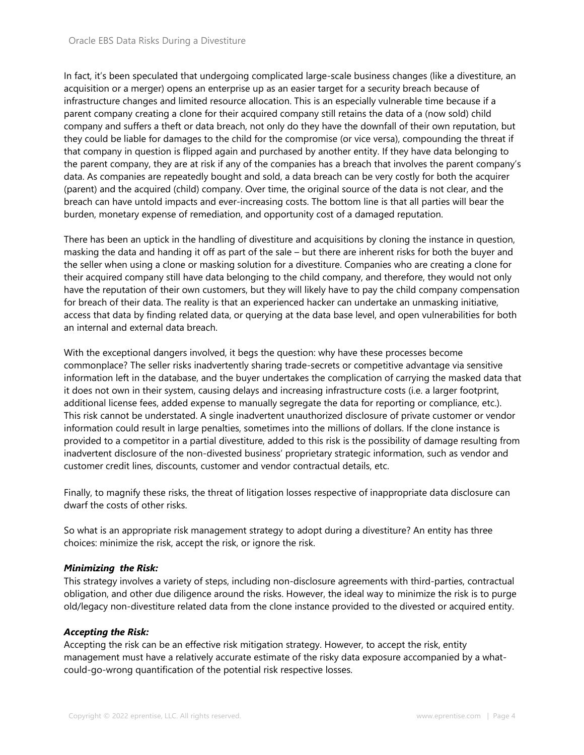In fact, it's been speculated that undergoing complicated large-scale business changes (like a divestiture, an acquisition or a merger) opens an enterprise up as an easier target for a security breach because of infrastructure changes and limited resource allocation. This is an especially vulnerable time because if a parent company creating a clone for their acquired company still retains the data of a (now sold) child company and suffers a theft or data breach, not only do they have the downfall of their own reputation, but they could be liable for damages to the child for the compromise (or vice versa), compounding the threat if that company in question is flipped again and purchased by another entity. If they have data belonging to the parent company, they are at risk if any of the companies has a breach that involves the parent company's data. As companies are repeatedly bought and sold, a data breach can be very costly for both the acquirer (parent) and the acquired (child) company. Over time, the original source of the data is not clear, and the breach can have untold impacts and ever-increasing costs. The bottom line is that all parties will bear the burden, monetary expense of remediation, and opportunity cost of a damaged reputation.

There has been an uptick in the handling of divestiture and acquisitions by cloning the instance in question, masking the data and handing it off as part of the sale – but there are inherent risks for both the buyer and the seller when using a clone or masking solution for a divestiture. Companies who are creating a clone for their acquired company still have data belonging to the child company, and therefore, they would not only have the reputation of their own customers, but they will likely have to pay the child company compensation for breach of their data. The reality is that an experienced hacker can undertake an unmasking initiative, access that data by finding related data, or querying at the data base level, and open vulnerabilities for both an internal and external data breach.

With the exceptional dangers involved, it begs the question: why have these processes become commonplace? The seller risks inadvertently sharing trade-secrets or competitive advantage via sensitive information left in the database, and the buyer undertakes the complication of carrying the masked data that it does not own in their system, causing delays and increasing infrastructure costs (i.e. a larger footprint, additional license fees, added expense to manually segregate the data for reporting or compliance, etc.). This risk cannot be understated. A single inadvertent unauthorized disclosure of private customer or vendor information could result in large penalties, sometimes into the millions of dollars. If the clone instance is provided to a competitor in a partial divestiture, added to this risk is the possibility of damage resulting from inadvertent disclosure of the non-divested business' proprietary strategic information, such as vendor and customer credit lines, discounts, customer and vendor contractual details, etc.

Finally, to magnify these risks, the threat of litigation losses respective of inappropriate data disclosure can dwarf the costs of other risks.

So what is an appropriate risk management strategy to adopt during a divestiture? An entity has three choices: minimize the risk, accept the risk, or ignore the risk.

***Minimizing the Risk:***

This strategy involves a variety of steps, including non-disclosure agreements with third-parties, contractual obligation, and other due diligence around the risks. However, the ideal way to minimize the risk is to purge old/legacy non-divestiture related data from the clone instance provided to the divested or acquired entity.

***Accepting the Risk:***

Accepting the risk can be an effective risk mitigation strategy. However, to accept the risk, entity management must have a relatively accurate estimate of the risky data exposure accompanied by a what-could-go-wrong quantification of the potential risk respective losses.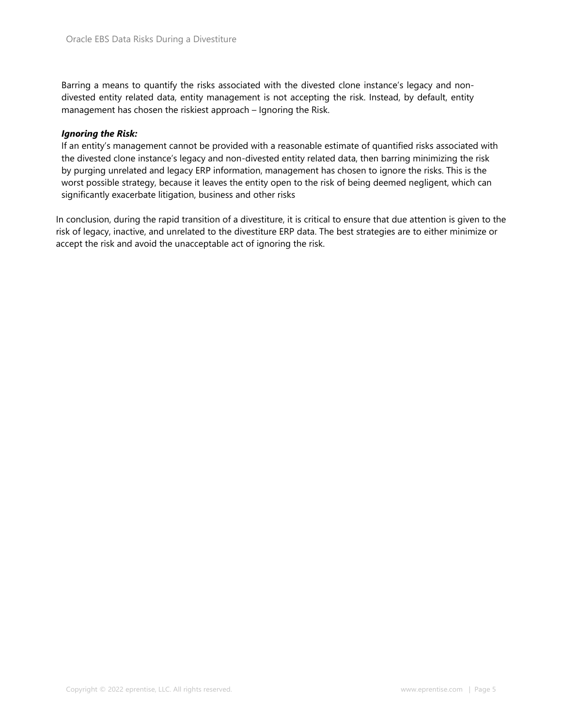Barring a means to quantify the risks associated with the divested clone instance's legacy and non-divested entity related data, entity management is not accepting the risk. Instead, by default, entity management has chosen the riskiest approach – Ignoring the Risk.

***Ignoring the Risk:***

If an entity's management cannot be provided with a reasonable estimate of quantified risks associated with the divested clone instance's legacy and non-divested entity related data, then barring minimizing the risk by purging unrelated and legacy ERP information, management has chosen to ignore the risks. This is the worst possible strategy, because it leaves the entity open to the risk of being deemed negligent, which can significantly exacerbate litigation, business and other risks

In conclusion, during the rapid transition of a divestiture, it is critical to ensure that due attention is given to the risk of legacy, inactive, and unrelated to the divestiture ERP data. The best strategies are to either minimize or accept the risk and avoid the unacceptable act of ignoring the risk.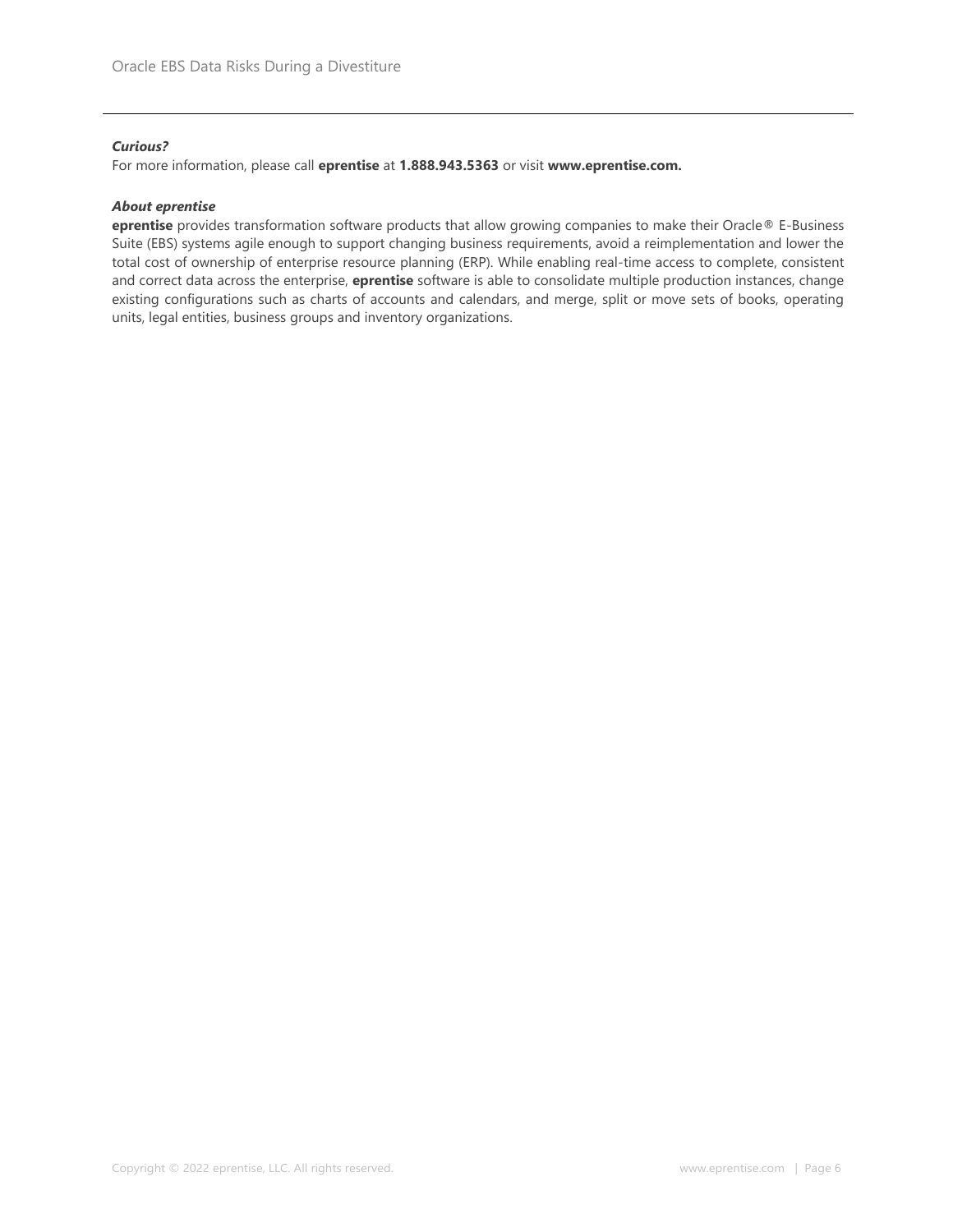***Curious?***

For more information, please call **eprentise** at **1.888.943.5363** or visit **www.eprentise.com.**

***About eprentise***

**eprentise** provides transformation software products that allow growing companies to make their Oracle® E-Business Suite (EBS) systems agile enough to support changing business requirements, avoid a reimplementation and lower the total cost of ownership of enterprise resource planning (ERP). While enabling real-time access to complete, consistent and correct data across the enterprise, **eprentise** software is able to consolidate multiple production instances, change existing configurations such as charts of accounts and calendars, and merge, split or move sets of books, operating units, legal entities, business groups and inventory organizations.